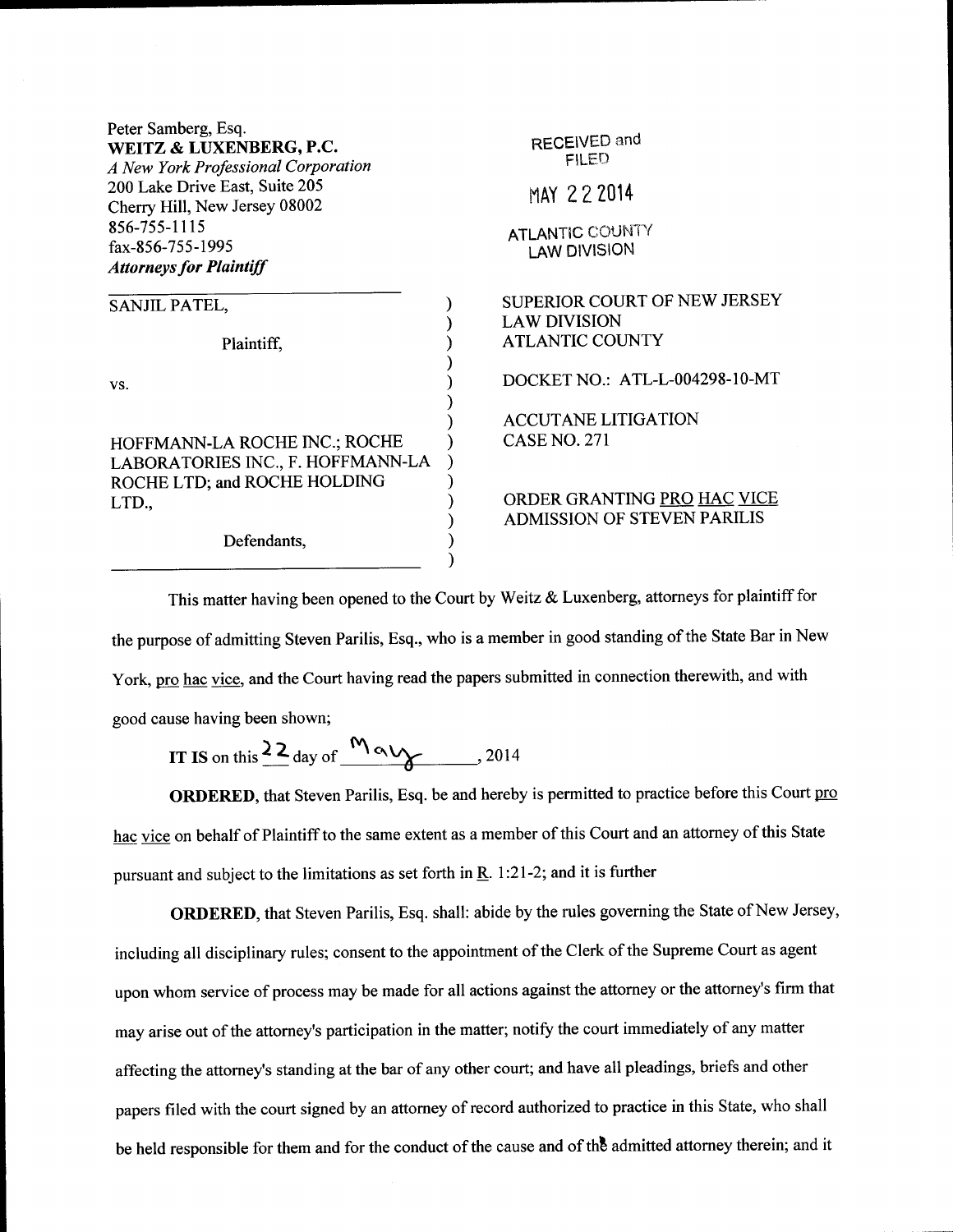Peter Samberg, Esq.
**WEITZ & LUXENBERG, P.C.**
*A New York Professional Corporation*
200 Lake Drive East, Suite 205
Cherry Hill, New Jersey 08002
856-755-1115
fax-856-755-1995
***Attorneys for Plaintiff***

RECEIVED and FILED

MAY 22 2014

ATLANTIC COUNTY LAW DIVISION

| | |
|---|---|
| SANJIL PATEL,<br><br>Plaintiff,<br><br>vs.<br><br>HOFFMANN-LA ROCHE INC.; ROCHE LABORATORIES INC., F. HOFFMANN-LA ROCHE LTD; and ROCHE HOLDING LTD.,<br><br>Defendants, | SUPERIOR COURT OF NEW JERSEY<br>LAW DIVISION<br>ATLANTIC COUNTY<br><br>DOCKET NO.: ATL-L-004298-10-MT<br><br>ACCUTANE LITIGATION<br>CASE NO. 271<br><br>ORDER GRANTING PRO HAC VICE ADMISSION OF STEVEN PARILIS |

This matter having been opened to the Court by Weitz & Luxenberg, attorneys for plaintiff for the purpose of admitting Steven Parilis, Esq., who is a member in good standing of the State Bar in New York, pro hac vice, and the Court having read the papers submitted in connection therewith, and with good cause having been shown;

**IT IS** on this 22 day of May, 2014

**ORDERED**, that Steven Parilis, Esq. be and hereby is permitted to practice before this Court pro hac vice on behalf of Plaintiff to the same extent as a member of this Court and an attorney of this State pursuant and subject to the limitations as set forth in R. 1:21-2; and it is further

**ORDERED**, that Steven Parilis, Esq. shall: abide by the rules governing the State of New Jersey, including all disciplinary rules; consent to the appointment of the Clerk of the Supreme Court as agent upon whom service of process may be made for all actions against the attorney or the attorney's firm that may arise out of the attorney's participation in the matter; notify the court immediately of any matter affecting the attorney's standing at the bar of any other court; and have all pleadings, briefs and other papers filed with the court signed by an attorney of record authorized to practice in this State, who shall be held responsible for them and for the conduct of the cause and of the admitted attorney therein; and it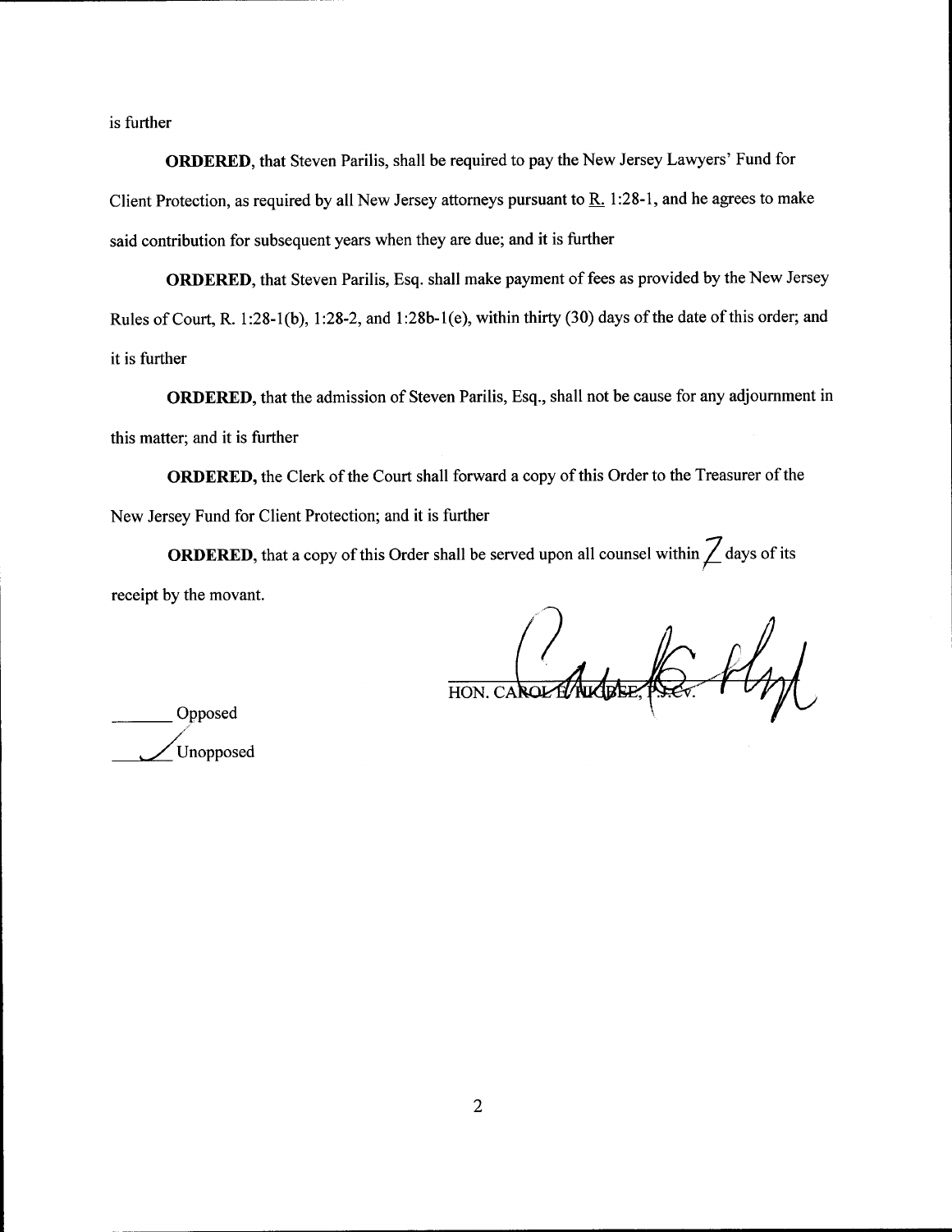is further

**ORDERED**, that Steven Parilis, shall be required to pay the New Jersey Lawyers' Fund for Client Protection, as required by all New Jersey attorneys pursuant to R. 1:28-1, and he agrees to make said contribution for subsequent years when they are due; and it is further

**ORDERED**, that Steven Parilis, Esq. shall make payment of fees as provided by the New Jersey Rules of Court, R. 1:28-1(b), 1:28-2, and 1:28b-1(e), within thirty (30) days of the date of this order; and it is further

**ORDERED**, that the admission of Steven Parilis, Esq., shall not be cause for any adjournment in this matter; and it is further

**ORDERED**, the Clerk of the Court shall forward a copy of this Order to the Treasurer of the New Jersey Fund for Client Protection; and it is further

**ORDERED**, that a copy of this Order shall be served upon all counsel within 7 days of its receipt by the movant.

HON. CAROL E. HIGBEE, P.J.Cv.

_______ Opposed

___✓___ Unopposed